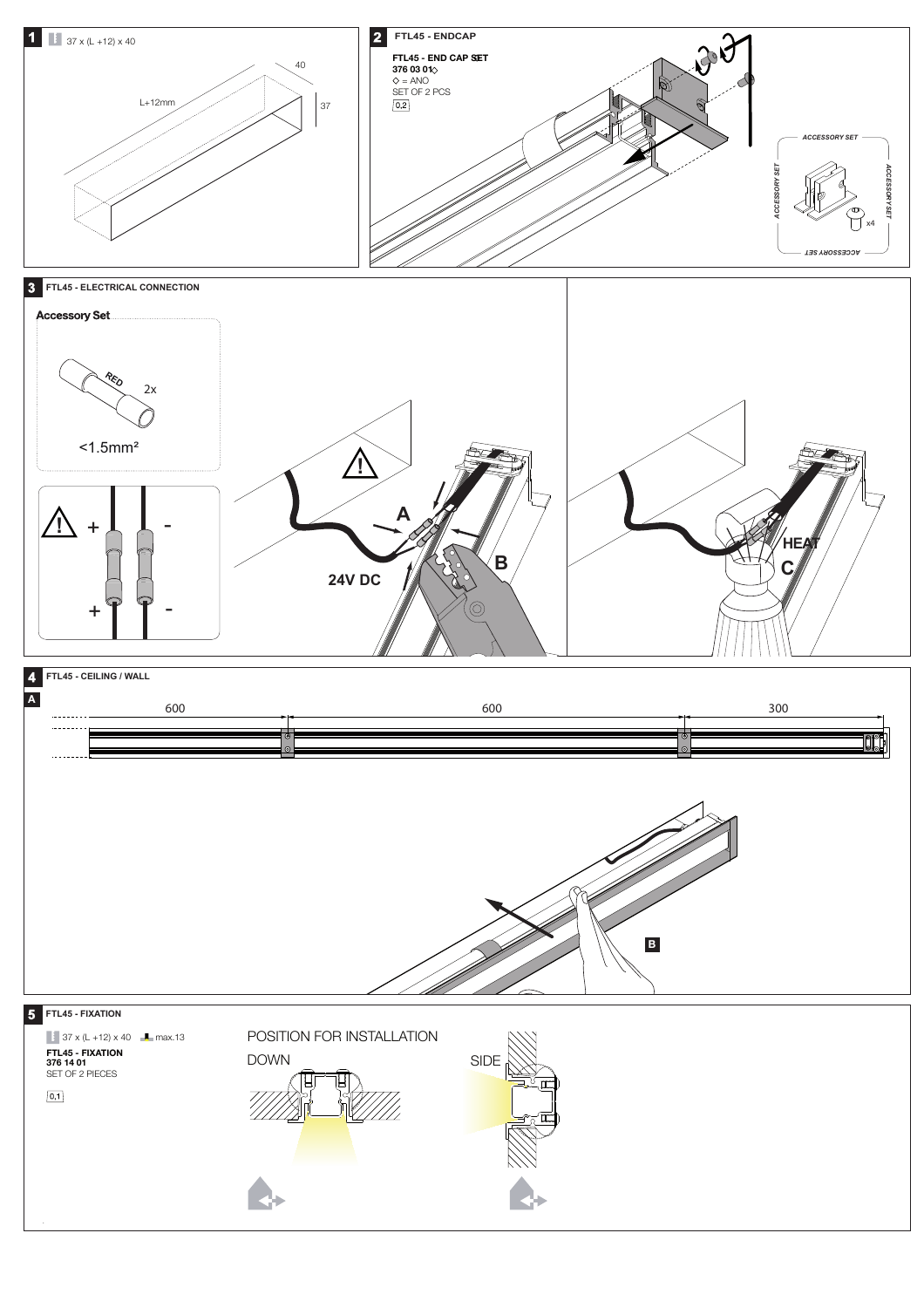## 1

37 x (L +12) x 40

40

L+12mm

37

## 2 FTL45 - ENDCAP

**FTL45 - END CAP SET**
**376 03 01◇**
◇ = ANO
SET OF 2 PCS
0,2

ACCESSORY SET

x4

## 3 FTL45 - ELECTRICAL CONNECTION

**Accessory Set**

RED 2x

<1.5mm²

+ -

+ -

A

B

24V DC

HEAT

C

## 4 FTL45 - CEILING / WALL

**A**

600 600 300

**B**

## 5 FTL45 - FIXATION

37 x (L +12) x 40 max.13

**FTL45 - FIXATION**
**376 14 01**
SET OF 2 PIECES

0,1

POSITION FOR INSTALLATION

DOWN

SIDE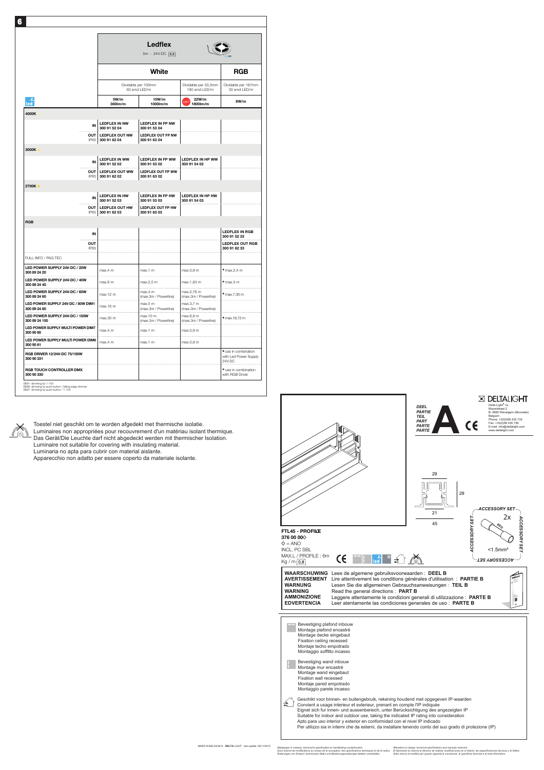## 6

| | Ledflex 5m · 24V-DC [0,3] | | | |
|---|---|---|---|---|
| | White | | | RGB |
| | Dividable per 100mm 60 smd LED/m | | Dividable per 33,3mm 180 smd LED/m | Dividable per 167mm 30 smd LED/m |
| | 5W/m 360lm/m | 15W/m 1000lm/m | 22W/m 1800lm/m | 8W/m |
| **4000K** | | | | |
| IN | LEDFLEX IN NW 300 91 52 04 | LEDFLEX IN FP NW 300 91 53 04 | | |
| OUT IP65 | LEDFLEX OUT NW 300 91 62 04 | LEDFLEX OUT FP NW 300 91 63 04 | | |
| **3000K** | | | | |
| IN | LEDFLEX IN WW 300 91 52 02 | LEDFLEX IN FP WW 300 91 53 02 | LEDFLEX IN HP WW 300 91 54 02 | |
| OUT IP65 | LEDFLEX OUT WW 300 91 62 02 | LEDFLEX OUT FP WW 300 91 63 02 | | |
| **2700K** | | | | |
| IN | LEDFLEX IN HW 300 91 52 03 | LEDFLEX IN FP HW 300 91 53 03 | LEDFLEX IN HP HW 300 91 54 03 | |
| OUT IP65 | LEDFLEX OUT HW 300 91 62 03 | LEDFLEX OUT FP HW 300 91 63 03 | | |
| **RGB** | | | | |
| IN | | | | LEDFLEX IN RGB 300 91 52 33 |
| OUT IP65 | | | | LEDFLEX OUT RGB 300 91 62 33 |
| FULL INFO / PAG TEC | | | | |
| **LED POWER SUPPLY 24V-DC / 20W** 300 89 24 20 | max.4 m | max.1 m | max.0,9 m | * max.2,4 m |
| **LED POWER SUPPLY 24V-DC / 40W** 300 89 24 40 | max.8 m | max.2,5 m | max.1,83 m | * max.5 m |
| **LED POWER SUPPLY 24V-DC / 60W** 300 89 24 60 | max.12 m | max.4 m (max.3m / Powerline) | max.2,76 m (max.3m / Powerline) | * max.7,36 m |
| **LED POWER SUPPLY 24V-DC / 80W DIM1** 300 89 24 80 | max.16 m | max.5 m (max.3m / Powerline) | max.3,7 m (max.3m / Powerline) | |
| **LED POWER SUPPLY 24V-DC / 150W** 300 89 24 150 | max.30 m | max.10 m (max.3m / Powerline) | max.6,9 m (max.3m / Powerline) | * max.18,72 m |
| **LED POWER SUPPLY MULTI POWER DIM7** 300 90 60 | max.4 m | max.1 m | max.0,9 m | |
| **LED POWER SUPPLY MULTI POWER DIM6** 300 90 61 | max.4 m | max.1 m | max.0,9 m | |
| **RGB DRIVER 12/24V-DC 75/150W** 300 90 331 | | | | * use in combination with Led Power Supply 24V-DC |
| **RGB TOUCH CONTROLLER DMX** 300 90 330 | | | | * use in combination with RGB Driver |

DIM1: dimming by 1-10V
DIM6: dimming by push button / falling edge dimmer
DIM7: dimming by push button / 1-10V

Toestel niet geschikt om te worden afgedekt met thermische isolatie.
Luminaires non appropriées pour recouvrement d'un matériau isolant thermique.
Das Gerät/Die Leuchte darf nicht abgedeckt werden mit thermischer Isolation.
Luminaire not suitable for covering with insulating material.
Luminaria no apta para cubrir con material aislante.
Apparecchio non adatto per essere coperto da materiale isolante.

DEEL / PARTIE / TEIL / PART / PARTE / PARTE **A**

**DELTALIGHT**
Delta Light® nv
Muizelstraat 2
B- 8560 Wevelgem (Moorsele)
Belgium
Phone: +32(0)56 435 735
Fax: +32(0)56 435 736
E-mail: info@deltalight.com
www.deltalight.com

29
29
21
45

ACCESSORY SET
2x
RED
<1.5mm²

**FTL45 - PROFILE**
**376 00 00◇**
◇ = ANO
INCL. PC SBL
MAX.L / PROFILE : 6m
Kg / m [0,8]

| | |
|---|---|
| **WAARSCHUWING** | Lees de algemene gebruiksvoorwaarden : **DEEL B** |
| **AVERTISSEMENT** | Lire attentivement les conditions générales d'utilisation : **PARTIE B** |
| **WARNUNG** | Lesen Sie die allgemeinen Gebrauchsanweisungen : **TEIL B** |
| **WARNING** | Read the general directions : **PART B** |
| **AMMONIZIONE** | Leggere attentamente le condizioni generali di utilizzazione : **PARTE B** |
| **EDVERTENCIA** | Leer atentamente las condiciones generales de uso : **PARTE B** |

Bevestiging plafond inbouw
Montage plafond encastré
Montage decke eingebaut
Fixation ceiling recessed
Montaje techo empotrado
Montaggio soffitto incasso

Bevestiging wand inbouw
Montage mur encastré
Montage wand eingebaut
Fixation wall recessed
Montaje pared empotrado
Montaggio parete incasso

Geschikt voor binnen- en buitengebruik, rekening houdend met opgegeven IP-waarden
Convient a usage interieur et exterieur, prenant en compte l'IP indiquée
Eignet sich fur innen- und aussenbereich, unter Berücksichtigung des angezeigten IP
Suitable for indoor and outdoor use, taking the indicated IP rating into consideration
Apto para uso interior y exterior en conformidad con el nivel IP indicado
Per utilizzo sia in interni che da esterni, da installare tenendo conto del suo grado di protezione (IP)

MADE IN BELGIUM © DELTA LIGHT last update: 26/11/2015

Wijzigingen in ontwerp, technische specificaties en handleiding voorbehouden.
Sous réserve de modifications au niveau de la conception, des spécifications techniques et de la notice.
Änderungen von Entwurf, technischen Daten und Bedienungsanweisungen bleiben vorbehalten.
Alterations in design, technical specifications and manuals reserved.
El fabricante se reserva el derecho de realizar modificaciones en el diseño, las especificaciones técnicas y el folleto.
Sotto riserva di modifica per quanto riguarda la concezione, le specifiche tecniche e le nota informativa.